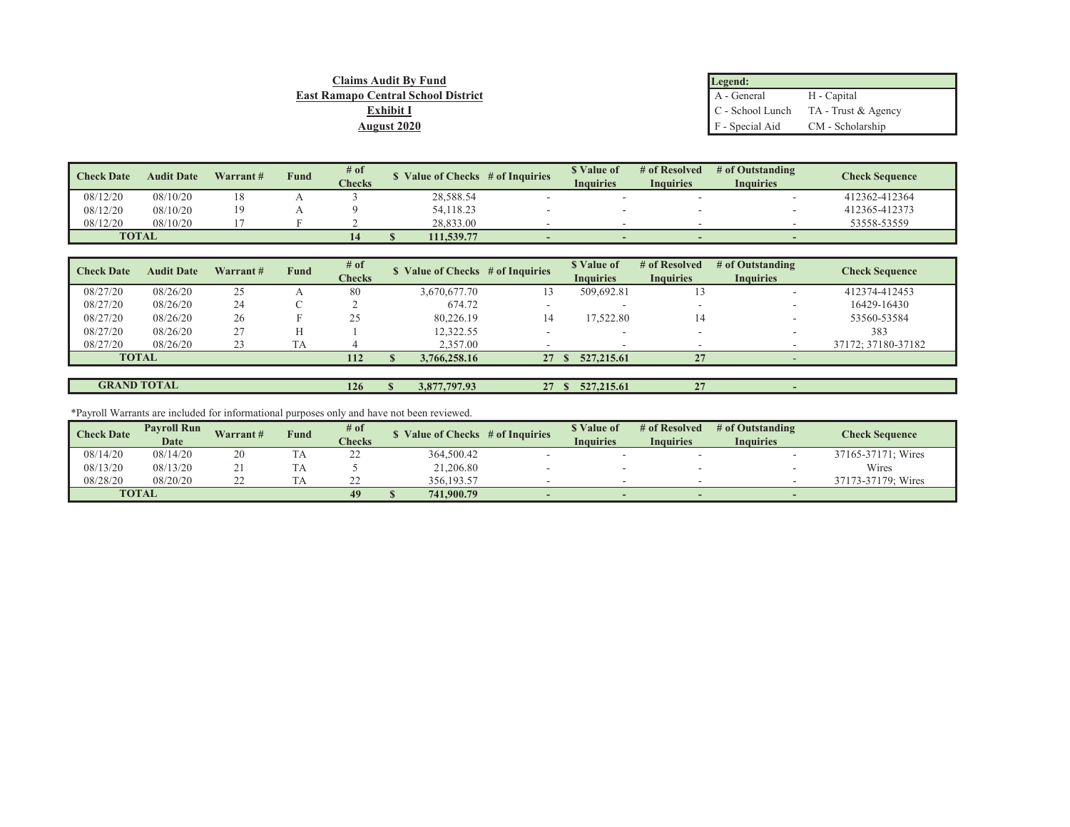**Claims Audit By Fund**

**East Ramapo Central School District**

**Exhibit I**

**August 2020**

| Legend: | |
|---|---|
| A - General | H - Capital |
| C - School Lunch | TA - Trust & Agency |
| F - Special Aid | CM - Scholarship |

| Check Date | Audit Date | Warrant # | Fund | # of Checks | $ Value of Checks | # of Inquiries | $ Value of Inquiries | # of Resolved Inquiries | # of Outstanding Inquiries | Check Sequence |
|---|---|---|---|---|---|---|---|---|---|---|
| 08/12/20 | 08/10/20 | 18 | A | 3 | 28,588.54 | - | - | - | - | 412362-412364 |
| 08/12/20 | 08/10/20 | 19 | A | 9 | 54,118.23 | - | - | - | - | 412365-412373 |
| 08/12/20 | 08/10/20 | 17 | F | 2 | 28,833.00 | - | - | - | - | 53558-53559 |
| **TOTAL** | | | | **14** | **$ 111,539.77** | **-** | **-** | **-** | **-** | |

| Check Date | Audit Date | Warrant # | Fund | # of Checks | $ Value of Checks | # of Inquiries | $ Value of Inquiries | # of Resolved Inquiries | # of Outstanding Inquiries | Check Sequence |
|---|---|---|---|---|---|---|---|---|---|---|
| 08/27/20 | 08/26/20 | 25 | A | 80 | 3,670,677.70 | 13 | 509,692.81 | 13 | - | 412374-412453 |
| 08/27/20 | 08/26/20 | 24 | C | 2 | 674.72 | - | - | - | - | 16429-16430 |
| 08/27/20 | 08/26/20 | 26 | F | 25 | 80,226.19 | 14 | 17,522.80 | 14 | - | 53560-53584 |
| 08/27/20 | 08/26/20 | 27 | H | 1 | 12,322.55 | - | - | - | - | 383 |
| 08/27/20 | 08/26/20 | 23 | TA | 4 | 2,357.00 | - | - | - | - | 37172; 37180-37182 |
| **TOTAL** | | | | **112** | **$ 3,766,258.16** | **27** | **$ 527,215.61** | **27** | **-** | |

| | | | | # of Checks | $ Value of Checks | # of Inquiries | $ Value of Inquiries | # of Resolved Inquiries | # of Outstanding Inquiries | |
|---|---|---|---|---|---|---|---|---|---|---|
| **GRAND TOTAL** | | | | **126** | **$ 3,877,797.93** | **27** | **$ 527,215.61** | **27** | **-** | |

*Payroll Warrants are included for informational purposes only and have not been reviewed.

| Check Date | Payroll Run Date | Warrant # | Fund | # of Checks | $ Value of Checks | # of Inquiries | $ Value of Inquiries | # of Resolved Inquiries | # of Outstanding Inquiries | Check Sequence |
|---|---|---|---|---|---|---|---|---|---|---|
| 08/14/20 | 08/14/20 | 20 | TA | 22 | 364,500.42 | - | - | - | - | 37165-37171; Wires |
| 08/13/20 | 08/13/20 | 21 | TA | 5 | 21,206.80 | - | - | - | - | Wires |
| 08/28/20 | 08/20/20 | 22 | TA | 22 | 356,193.57 | - | - | - | - | 37173-37179; Wires |
| **TOTAL** | | | | **49** | **$ 741,900.79** | **-** | **-** | **-** | **-** | |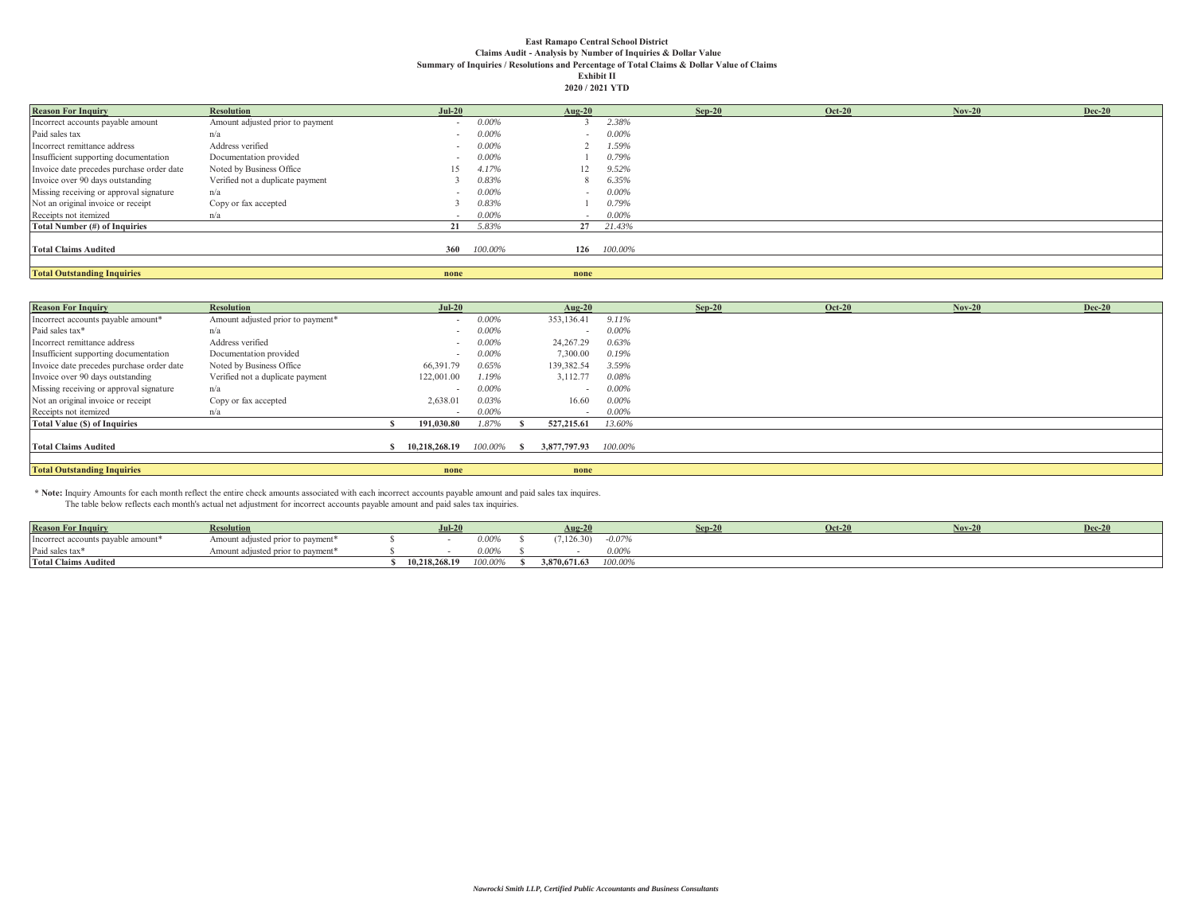**East Ramapo Central School District**
**Claims Audit - Analysis by Number of Inquiries & Dollar Value**
**Summary of Inquiries / Resolutions and Percentage of Total Claims & Dollar Value of Claims**
**Exhibit II**
**2020 / 2021 YTD**

| Reason For Inquiry | Resolution | Jul-20 | | Aug-20 | | Sep-20 | Oct-20 | Nov-20 | Dec-20 |
|---|---|---|---|---|---|---|---|---|---|
| Incorrect accounts payable amount | Amount adjusted prior to payment | - | 0.00% | 3 | 2.38% | | | | |
| Paid sales tax | n/a | - | 0.00% | - | 0.00% | | | | |
| Incorrect remittance address | Address verified | - | 0.00% | 2 | 1.59% | | | | |
| Insufficient supporting documentation | Documentation provided | - | 0.00% | 1 | 0.79% | | | | |
| Invoice date precedes purchase order date | Noted by Business Office | 15 | 4.17% | 12 | 9.52% | | | | |
| Invoice over 90 days outstanding | Verified not a duplicate payment | 3 | 0.83% | 8 | 6.35% | | | | |
| Missing receiving or approval signature | n/a | - | 0.00% | - | 0.00% | | | | |
| Not an original invoice or receipt | Copy or fax accepted | 3 | 0.83% | 1 | 0.79% | | | | |
| Receipts not itemized | n/a | - | 0.00% | - | 0.00% | | | | |
| **Total Number (#) of Inquiries** | | **21** | 5.83% | **27** | 21.43% | | | | |
| **Total Claims Audited** | | **360** | 100.00% | **126** | 100.00% | | | | |
| **Total Outstanding Inquiries** | | **none** | | **none** | | | | | |

| Reason For Inquiry | Resolution | Jul-20 | | Aug-20 | | Sep-20 | Oct-20 | Nov-20 | Dec-20 |
|---|---|---|---|---|---|---|---|---|---|
| Incorrect accounts payable amount* | Amount adjusted prior to payment* | - | 0.00% | 353,136.41 | 9.11% | | | | |
| Paid sales tax* | n/a | - | 0.00% | - | 0.00% | | | | |
| Incorrect remittance address | Address verified | - | 0.00% | 24,267.29 | 0.63% | | | | |
| Insufficient supporting documentation | Documentation provided | - | 0.00% | 7,300.00 | 0.19% | | | | |
| Invoice date precedes purchase order date | Noted by Business Office | 66,391.79 | 0.65% | 139,382.54 | 3.59% | | | | |
| Invoice over 90 days outstanding | Verified not a duplicate payment | 122,001.00 | 1.19% | 3,112.77 | 0.08% | | | | |
| Missing receiving or approval signature | n/a | - | 0.00% | - | 0.00% | | | | |
| Not an original invoice or receipt | Copy or fax accepted | 2,638.01 | 0.03% | 16.60 | 0.00% | | | | |
| Receipts not itemized | n/a | - | 0.00% | - | 0.00% | | | | |
| **Total Value ($) of Inquiries** | | **$ 191,030.80** | 1.87% | **$ 527,215.61** | 13.60% | | | | |
| **Total Claims Audited** | | **$ 10,218,268.19** | 100.00% | **$ 3,877,797.93** | 100.00% | | | | |
| **Total Outstanding Inquiries** | | **none** | | **none** | | | | | |

\* **Note:** Inquiry Amounts for each month reflect the entire check amounts associated with each incorrect accounts payable amount and paid sales tax inquires.
The table below reflects each month's actual net adjustment for incorrect accounts payable amount and paid sales tax inquiries.

| Reason For Inquiry | Resolution | Jul-20 | | Aug-20 | | Sep-20 | Oct-20 | Nov-20 | Dec-20 |
|---|---|---|---|---|---|---|---|---|---|
| Incorrect accounts payable amount* | Amount adjusted prior to payment* | $ - | 0.00% | $ (7,126.30) | -0.07% | | | | |
| Paid sales tax* | Amount adjusted prior to payment* | $ - | 0.00% | $ - | 0.00% | | | | |
| **Total Claims Audited** | | **$ 10,218,268.19** | 100.00% | **$ 3,870,671.63** | 100.00% | | | | |

*Nawrocki Smith LLP, Certified Public Accountants and Business Consultants*